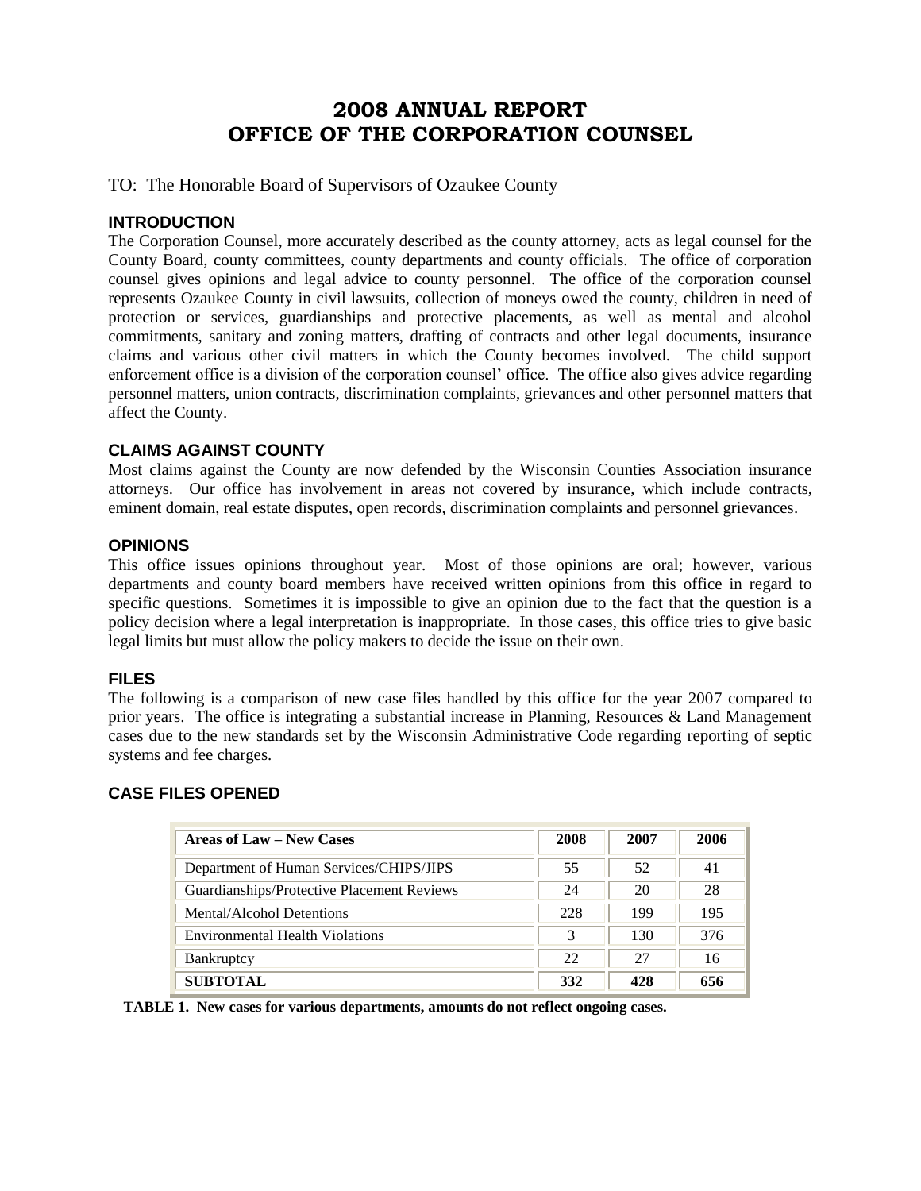# 2008 ANNUAL REPORT
# OFFICE OF THE CORPORATION COUNSEL

TO: The Honorable Board of Supervisors of Ozaukee County

### INTRODUCTION

The Corporation Counsel, more accurately described as the county attorney, acts as legal counsel for the County Board, county committees, county departments and county officials. The office of corporation counsel gives opinions and legal advice to county personnel. The office of the corporation counsel represents Ozaukee County in civil lawsuits, collection of moneys owed the county, children in need of protection or services, guardianships and protective placements, as well as mental and alcohol commitments, sanitary and zoning matters, drafting of contracts and other legal documents, insurance claims and various other civil matters in which the County becomes involved. The child support enforcement office is a division of the corporation counsel' office. The office also gives advice regarding personnel matters, union contracts, discrimination complaints, grievances and other personnel matters that affect the County.

### CLAIMS AGAINST COUNTY

Most claims against the County are now defended by the Wisconsin Counties Association insurance attorneys. Our office has involvement in areas not covered by insurance, which include contracts, eminent domain, real estate disputes, open records, discrimination complaints and personnel grievances.

### OPINIONS

This office issues opinions throughout year. Most of those opinions are oral; however, various departments and county board members have received written opinions from this office in regard to specific questions. Sometimes it is impossible to give an opinion due to the fact that the question is a policy decision where a legal interpretation is inappropriate. In those cases, this office tries to give basic legal limits but must allow the policy makers to decide the issue on their own.

### FILES

The following is a comparison of new case files handled by this office for the year 2007 compared to prior years. The office is integrating a substantial increase in Planning, Resources & Land Management cases due to the new standards set by the Wisconsin Administrative Code regarding reporting of septic systems and fee charges.

### CASE FILES OPENED

| Areas of Law – New Cases | 2008 | 2007 | 2006 |
|---|---|---|---|
| Department of Human Services/CHIPS/JIPS | 55 | 52 | 41 |
| Guardianships/Protective Placement Reviews | 24 | 20 | 28 |
| Mental/Alcohol Detentions | 228 | 199 | 195 |
| Environmental Health Violations | 3 | 130 | 376 |
| Bankruptcy | 22 | 27 | 16 |
| **SUBTOTAL** | **332** | **428** | **656** |

**TABLE 1. New cases for various departments, amounts do not reflect ongoing cases.**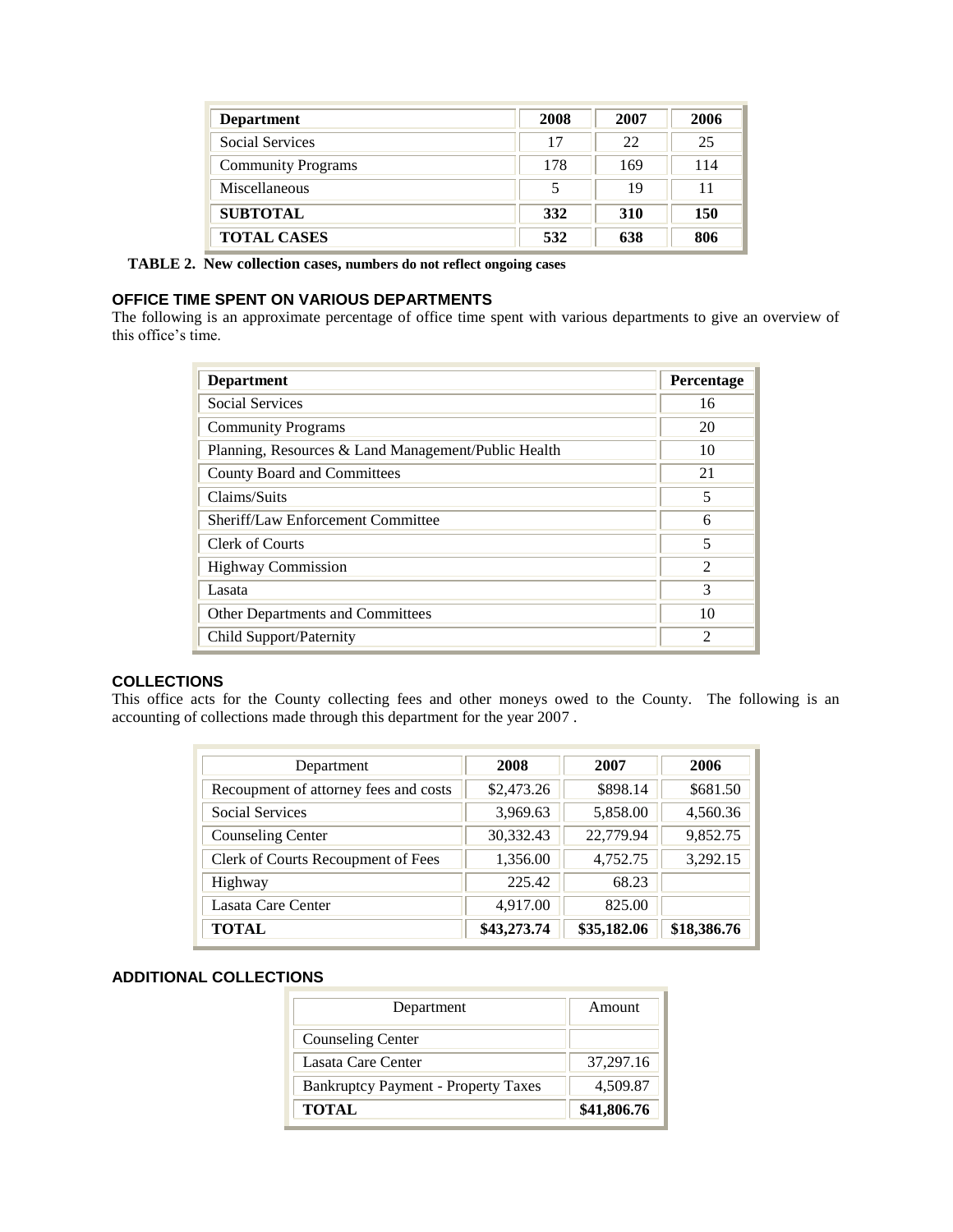| Department | 2008 | 2007 | 2006 |
|---|---|---|---|
| Social Services | 17 | 22 | 25 |
| Community Programs | 178 | 169 | 114 |
| Miscellaneous | 5 | 19 | 11 |
| **SUBTOTAL** | **332** | **310** | **150** |
| **TOTAL CASES** | **532** | **638** | **806** |

**TABLE 2. New collection cases, numbers do not reflect ongoing cases**

## OFFICE TIME SPENT ON VARIOUS DEPARTMENTS

The following is an approximate percentage of office time spent with various departments to give an overview of this office's time.

| Department | Percentage |
|---|---|
| Social Services | 16 |
| Community Programs | 20 |
| Planning, Resources & Land Management/Public Health | 10 |
| County Board and Committees | 21 |
| Claims/Suits | 5 |
| Sheriff/Law Enforcement Committee | 6 |
| Clerk of Courts | 5 |
| Highway Commission | 2 |
| Lasata | 3 |
| Other Departments and Committees | 10 |
| Child Support/Paternity | 2 |

## COLLECTIONS

This office acts for the County collecting fees and other moneys owed to the County. The following is an accounting of collections made through this department for the year 2007 .

| Department | 2008 | 2007 | 2006 |
|---|---|---|---|
| Recoupment of attorney fees and costs | $2,473.26 | $898.14 | $681.50 |
| Social Services | 3,969.63 | 5,858.00 | 4,560.36 |
| Counseling Center | 30,332.43 | 22,779.94 | 9,852.75 |
| Clerk of Courts Recoupment of Fees | 1,356.00 | 4,752.75 | 3,292.15 |
| Highway | 225.42 | 68.23 | |
| Lasata Care Center | 4,917.00 | 825.00 | |
| **TOTAL** | **$43,273.74** | **$35,182.06** | **$18,386.76** |

## ADDITIONAL COLLECTIONS

| Department | Amount |
|---|---|
| Counseling Center | |
| Lasata Care Center | 37,297.16 |
| Bankruptcy Payment - Property Taxes | 4,509.87 |
| **TOTAL** | **$41,806.76** |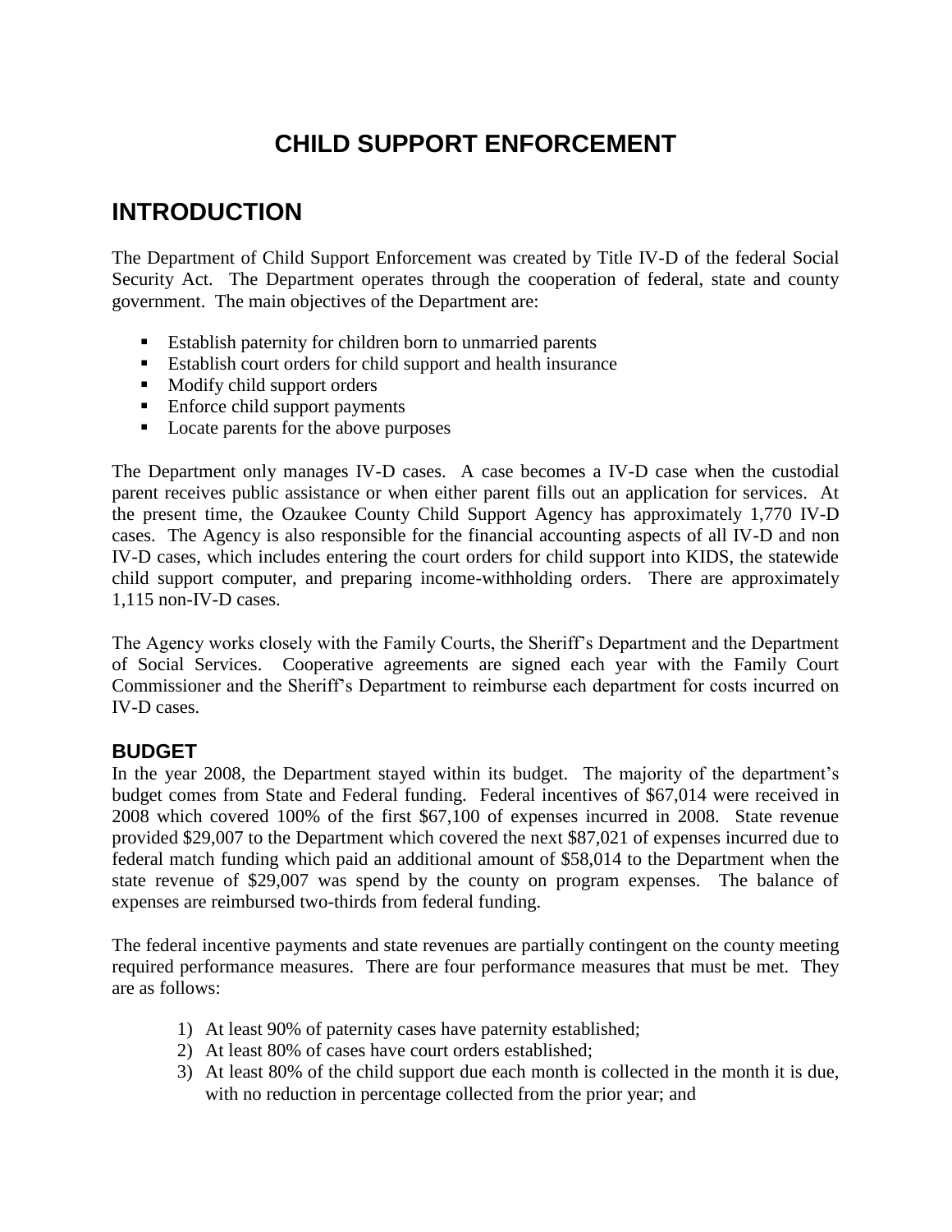# CHILD SUPPORT ENFORCEMENT

## INTRODUCTION

The Department of Child Support Enforcement was created by Title IV-D of the federal Social Security Act. The Department operates through the cooperation of federal, state and county government. The main objectives of the Department are:

- Establish paternity for children born to unmarried parents
- Establish court orders for child support and health insurance
- Modify child support orders
- Enforce child support payments
- Locate parents for the above purposes

The Department only manages IV-D cases. A case becomes a IV-D case when the custodial parent receives public assistance or when either parent fills out an application for services. At the present time, the Ozaukee County Child Support Agency has approximately 1,770 IV-D cases. The Agency is also responsible for the financial accounting aspects of all IV-D and non IV-D cases, which includes entering the court orders for child support into KIDS, the statewide child support computer, and preparing income-withholding orders. There are approximately 1,115 non-IV-D cases.

The Agency works closely with the Family Courts, the Sheriff's Department and the Department of Social Services. Cooperative agreements are signed each year with the Family Court Commissioner and the Sheriff's Department to reimburse each department for costs incurred on IV-D cases.

### BUDGET

In the year 2008, the Department stayed within its budget. The majority of the department's budget comes from State and Federal funding. Federal incentives of $67,014 were received in 2008 which covered 100% of the first $67,100 of expenses incurred in 2008. State revenue provided $29,007 to the Department which covered the next $87,021 of expenses incurred due to federal match funding which paid an additional amount of $58,014 to the Department when the state revenue of $29,007 was spend by the county on program expenses. The balance of expenses are reimbursed two-thirds from federal funding.

The federal incentive payments and state revenues are partially contingent on the county meeting required performance measures. There are four performance measures that must be met. They are as follows:

1) At least 90% of paternity cases have paternity established;
2) At least 80% of cases have court orders established;
3) At least 80% of the child support due each month is collected in the month it is due, with no reduction in percentage collected from the prior year; and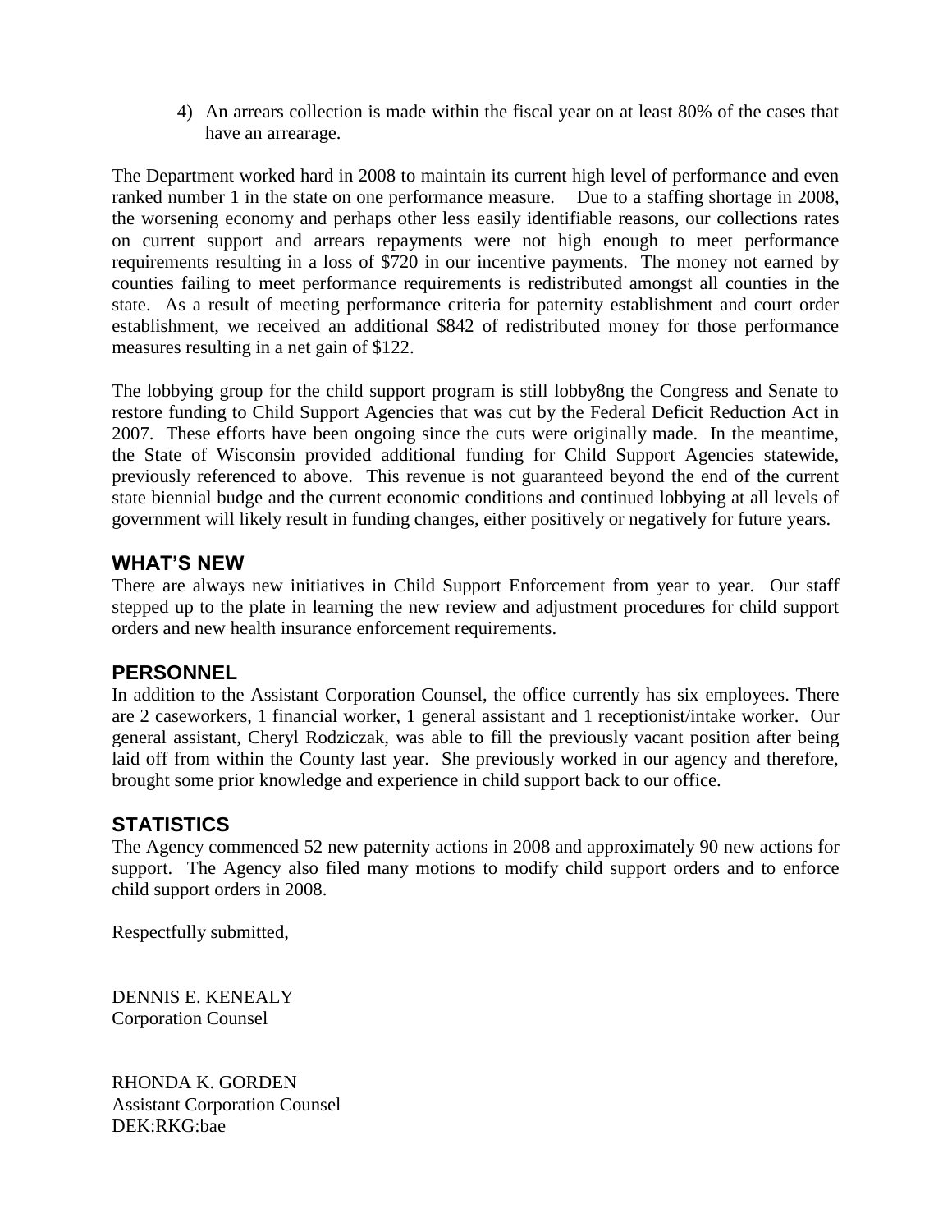4) An arrears collection is made within the fiscal year on at least 80% of the cases that have an arrearage.

The Department worked hard in 2008 to maintain its current high level of performance and even ranked number 1 in the state on one performance measure. Due to a staffing shortage in 2008, the worsening economy and perhaps other less easily identifiable reasons, our collections rates on current support and arrears repayments were not high enough to meet performance requirements resulting in a loss of $720 in our incentive payments. The money not earned by counties failing to meet performance requirements is redistributed amongst all counties in the state. As a result of meeting performance criteria for paternity establishment and court order establishment, we received an additional $842 of redistributed money for those performance measures resulting in a net gain of $122.

The lobbying group for the child support program is still lobby8ng the Congress and Senate to restore funding to Child Support Agencies that was cut by the Federal Deficit Reduction Act in 2007. These efforts have been ongoing since the cuts were originally made. In the meantime, the State of Wisconsin provided additional funding for Child Support Agencies statewide, previously referenced to above. This revenue is not guaranteed beyond the end of the current state biennial budge and the current economic conditions and continued lobbying at all levels of government will likely result in funding changes, either positively or negatively for future years.

## WHAT'S NEW

There are always new initiatives in Child Support Enforcement from year to year. Our staff stepped up to the plate in learning the new review and adjustment procedures for child support orders and new health insurance enforcement requirements.

## PERSONNEL

In addition to the Assistant Corporation Counsel, the office currently has six employees. There are 2 caseworkers, 1 financial worker, 1 general assistant and 1 receptionist/intake worker. Our general assistant, Cheryl Rodziczak, was able to fill the previously vacant position after being laid off from within the County last year. She previously worked in our agency and therefore, brought some prior knowledge and experience in child support back to our office.

## STATISTICS

The Agency commenced 52 new paternity actions in 2008 and approximately 90 new actions for support. The Agency also filed many motions to modify child support orders and to enforce child support orders in 2008.

Respectfully submitted,

DENNIS E. KENEALY
Corporation Counsel

RHONDA K. GORDEN
Assistant Corporation Counsel
DEK:RKG:bae